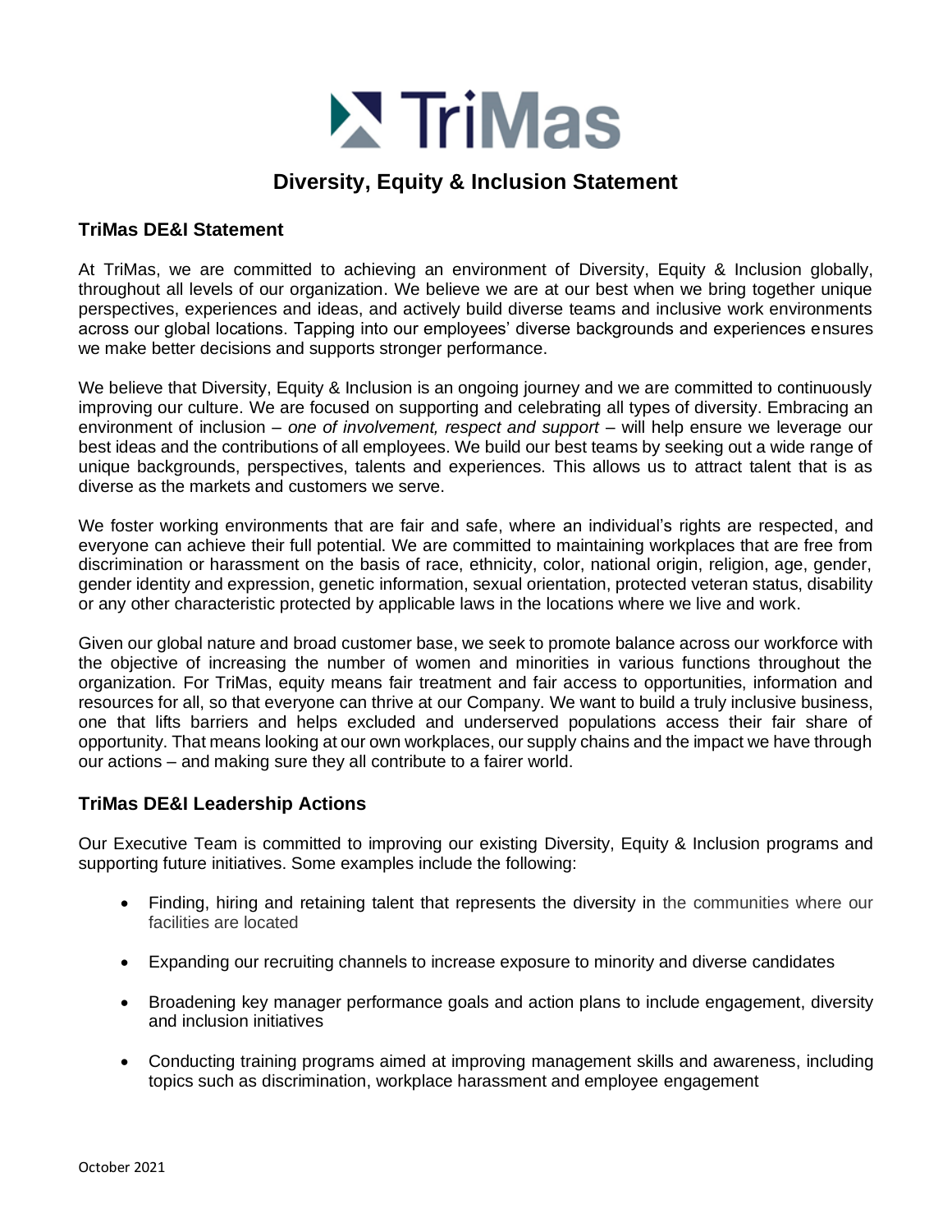# Diversity, Equity & Inclusion Statement

## TriMas DE&I Statement

At TriMas, we are committed to achieving an environment of Diversity, Equity & Inclusion globally, throughout all levels of our organization. We believe we are at our best when we bring together unique perspectives, experiences and ideas, and actively build diverse teams and inclusive work environments across our global locations. Tapping into our employees' diverse backgrounds and experiences ensures we make better decisions and supports stronger performance.

We believe that Diversity, Equity & Inclusion is an ongoing journey and we are committed to continuously improving our culture. We are focused on supporting and celebrating all types of diversity. Embracing an environment of inclusion – *one of involvement, respect and support* – will help ensure we leverage our best ideas and the contributions of all employees. We build our best teams by seeking out a wide range of unique backgrounds, perspectives, talents and experiences. This allows us to attract talent that is as diverse as the markets and customers we serve.

We foster working environments that are fair and safe, where an individual's rights are respected, and everyone can achieve their full potential. We are committed to maintaining workplaces that are free from discrimination or harassment on the basis of race, ethnicity, color, national origin, religion, age, gender, gender identity and expression, genetic information, sexual orientation, protected veteran status, disability or any other characteristic protected by applicable laws in the locations where we live and work.

Given our global nature and broad customer base, we seek to promote balance across our workforce with the objective of increasing the number of women and minorities in various functions throughout the organization. For TriMas, equity means fair treatment and fair access to opportunities, information and resources for all, so that everyone can thrive at our Company. We want to build a truly inclusive business, one that lifts barriers and helps excluded and underserved populations access their fair share of opportunity. That means looking at our own workplaces, our supply chains and the impact we have through our actions – and making sure they all contribute to a fairer world.

## TriMas DE&I Leadership Actions

Our Executive Team is committed to improving our existing Diversity, Equity & Inclusion programs and supporting future initiatives. Some examples include the following:

- Finding, hiring and retaining talent that represents the diversity in the communities where our facilities are located
- Expanding our recruiting channels to increase exposure to minority and diverse candidates
- Broadening key manager performance goals and action plans to include engagement, diversity and inclusion initiatives
- Conducting training programs aimed at improving management skills and awareness, including topics such as discrimination, workplace harassment and employee engagement

October 2021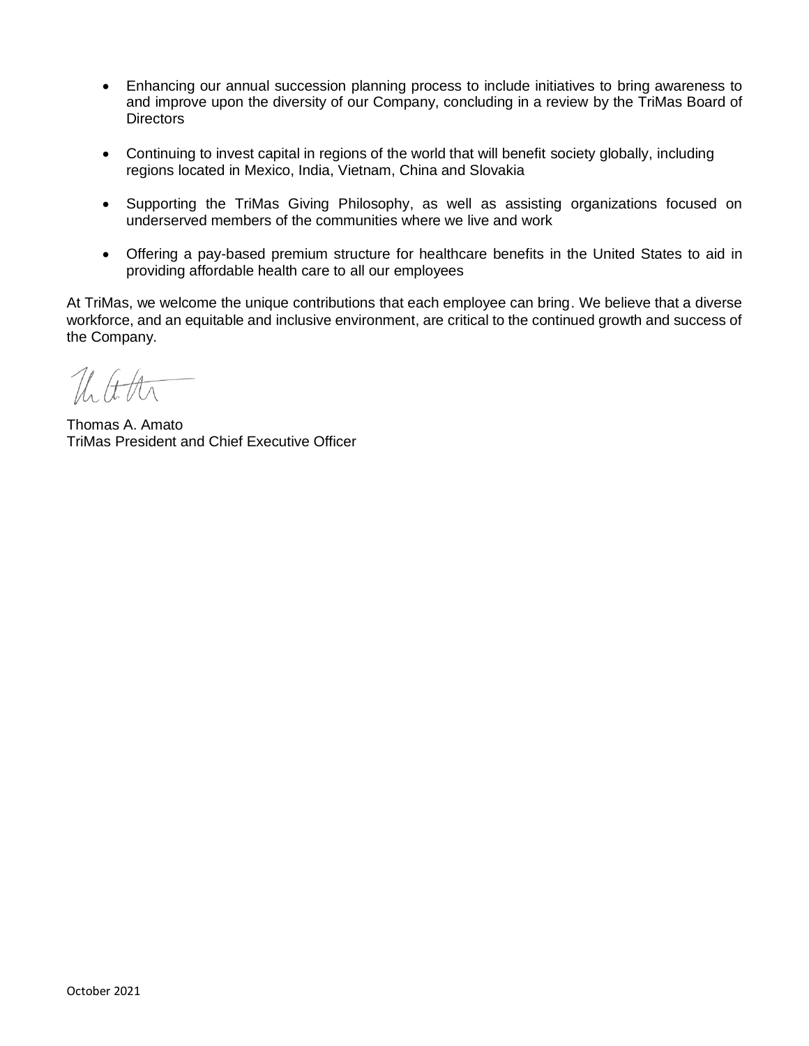- Enhancing our annual succession planning process to include initiatives to bring awareness to and improve upon the diversity of our Company, concluding in a review by the TriMas Board of Directors

- Continuing to invest capital in regions of the world that will benefit society globally, including regions located in Mexico, India, Vietnam, China and Slovakia

- Supporting the TriMas Giving Philosophy, as well as assisting organizations focused on underserved members of the communities where we live and work

- Offering a pay-based premium structure for healthcare benefits in the United States to aid in providing affordable health care to all our employees

At TriMas, we welcome the unique contributions that each employee can bring. We believe that a diverse workforce, and an equitable and inclusive environment, are critical to the continued growth and success of the Company.

Thomas A. Amato
TriMas President and Chief Executive Officer

October 2021